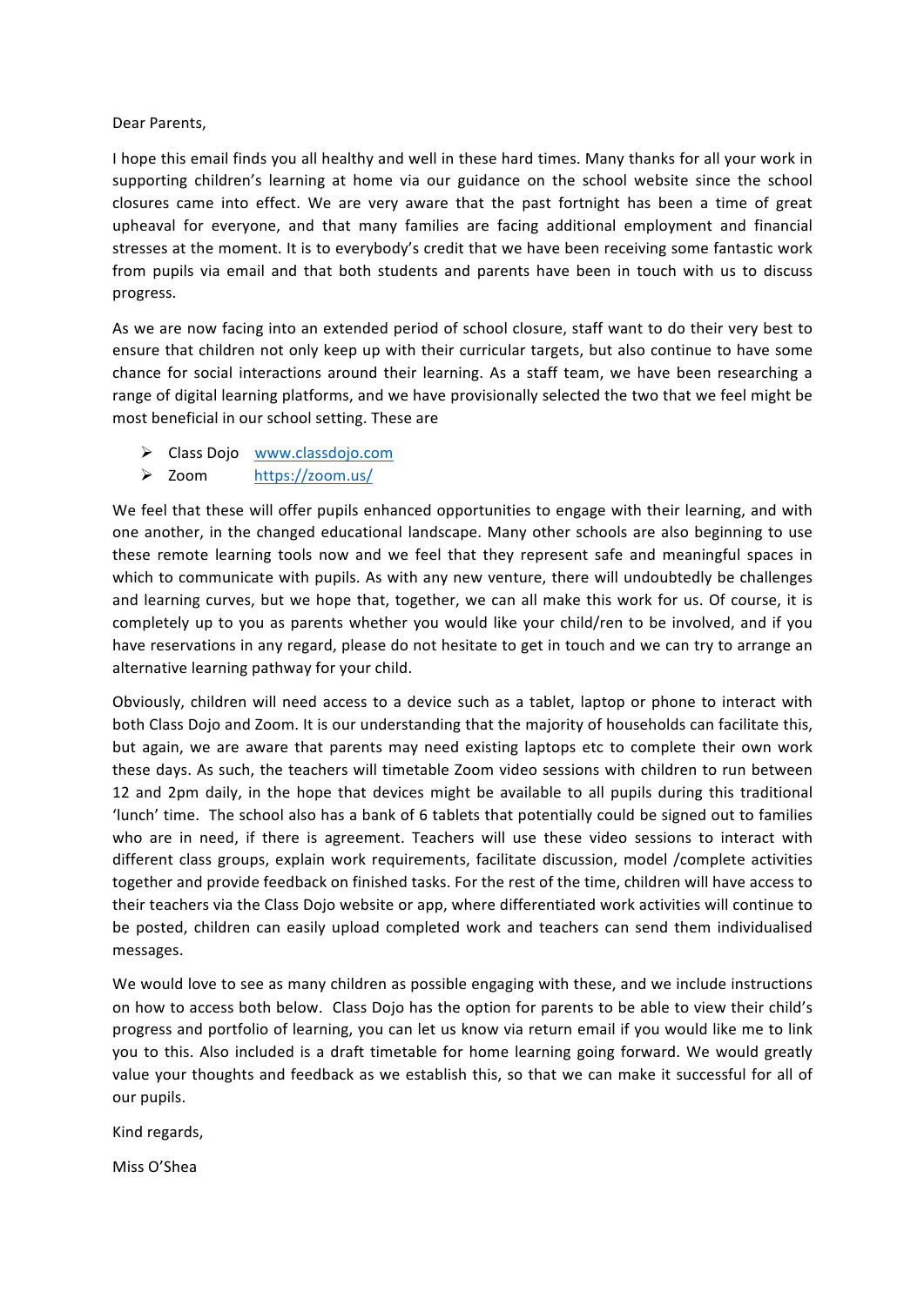Dear Parents,

I hope this email finds you all healthy and well in these hard times. Many thanks for all your work in supporting children's learning at home via our guidance on the school website since the school closures came into effect. We are very aware that the past fortnight has been a time of great upheaval for everyone, and that many families are facing additional employment and financial stresses at the moment. It is to everybody's credit that we have been receiving some fantastic work from pupils via email and that both students and parents have been in touch with us to discuss progress.

As we are now facing into an extended period of school closure, staff want to do their very best to ensure that children not only keep up with their curricular targets, but also continue to have some chance for social interactions around their learning. As a staff team, we have been researching a range of digital learning platforms, and we have provisionally selected the two that we feel might be most beneficial in our school setting. These are

- Class Dojo [www.classdojo.com](www.classdojo.com)
- Zoom [https://zoom.us/](https://zoom.us/)

We feel that these will offer pupils enhanced opportunities to engage with their learning, and with one another, in the changed educational landscape. Many other schools are also beginning to use these remote learning tools now and we feel that they represent safe and meaningful spaces in which to communicate with pupils. As with any new venture, there will undoubtedly be challenges and learning curves, but we hope that, together, we can all make this work for us. Of course, it is completely up to you as parents whether you would like your child/ren to be involved, and if you have reservations in any regard, please do not hesitate to get in touch and we can try to arrange an alternative learning pathway for your child.

Obviously, children will need access to a device such as a tablet, laptop or phone to interact with both Class Dojo and Zoom. It is our understanding that the majority of households can facilitate this, but again, we are aware that parents may need existing laptops etc to complete their own work these days. As such, the teachers will timetable Zoom video sessions with children to run between 12 and 2pm daily, in the hope that devices might be available to all pupils during this traditional 'lunch' time. The school also has a bank of 6 tablets that potentially could be signed out to families who are in need, if there is agreement. Teachers will use these video sessions to interact with different class groups, explain work requirements, facilitate discussion, model /complete activities together and provide feedback on finished tasks. For the rest of the time, children will have access to their teachers via the Class Dojo website or app, where differentiated work activities will continue to be posted, children can easily upload completed work and teachers can send them individualised messages.

We would love to see as many children as possible engaging with these, and we include instructions on how to access both below. Class Dojo has the option for parents to be able to view their child's progress and portfolio of learning, you can let us know via return email if you would like me to link you to this. Also included is a draft timetable for home learning going forward. We would greatly value your thoughts and feedback as we establish this, so that we can make it successful for all of our pupils.

Kind regards,

Miss O'Shea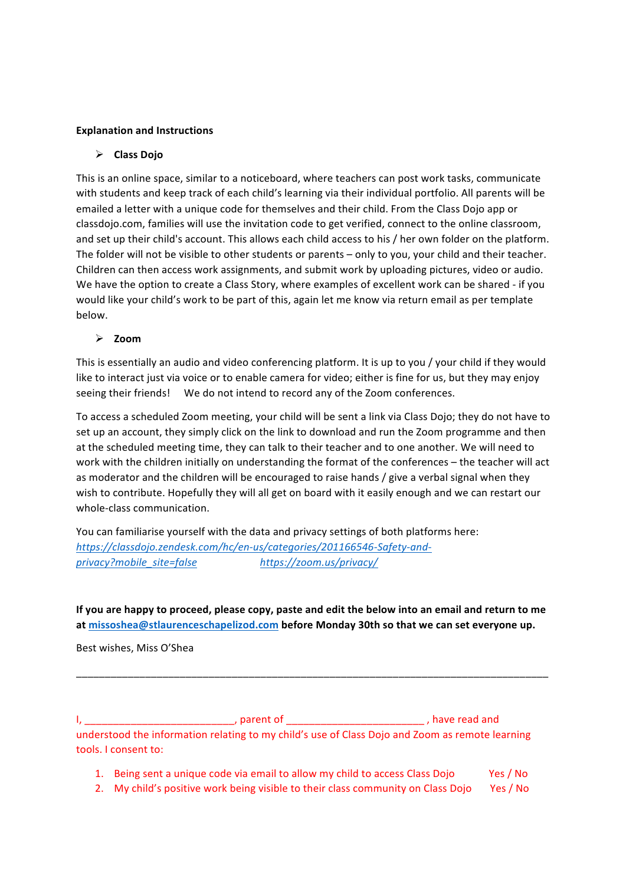**Explanation and Instructions**

- **Class Dojo**

This is an online space, similar to a noticeboard, where teachers can post work tasks, communicate with students and keep track of each child's learning via their individual portfolio. All parents will be emailed a letter with a unique code for themselves and their child. From the Class Dojo app or classdojo.com, families will use the invitation code to get verified, connect to the online classroom, and set up their child's account. This allows each child access to his / her own folder on the platform. The folder will not be visible to other students or parents – only to you, your child and their teacher. Children can then access work assignments, and submit work by uploading pictures, video or audio. We have the option to create a Class Story, where examples of excellent work can be shared - if you would like your child's work to be part of this, again let me know via return email as per template below.

- **Zoom**

This is essentially an audio and video conferencing platform. It is up to you / your child if they would like to interact just via voice or to enable camera for video; either is fine for us, but they may enjoy seeing their friends!    We do not intend to record any of the Zoom conferences.

To access a scheduled Zoom meeting, your child will be sent a link via Class Dojo; they do not have to set up an account, they simply click on the link to download and run the Zoom programme and then at the scheduled meeting time, they can talk to their teacher and to one another. We will need to work with the children initially on understanding the format of the conferences – the teacher will act as moderator and the children will be encouraged to raise hands / give a verbal signal when they wish to contribute. Hopefully they will all get on board with it easily enough and we can restart our whole-class communication.

You can familiarise yourself with the data and privacy settings of both platforms here:
*https://classdojo.zendesk.com/hc/en-us/categories/201166546-Safety-and-privacy?mobile_site=false*    *https://zoom.us/privacy/*

**If you are happy to proceed, please copy, paste and edit the below into an email and return to me at missoshea@stlaurenceschapelizod.com before Monday 30th so that we can set everyone up.**

Best wishes, Miss O'Shea

---

I, __________________________, parent of ________________________ , have read and understood the information relating to my child's use of Class Dojo and Zoom as remote learning tools. I consent to:

1. Being sent a unique code via email to allow my child to access Class Dojo    Yes / No
2. My child's positive work being visible to their class community on Class Dojo    Yes / No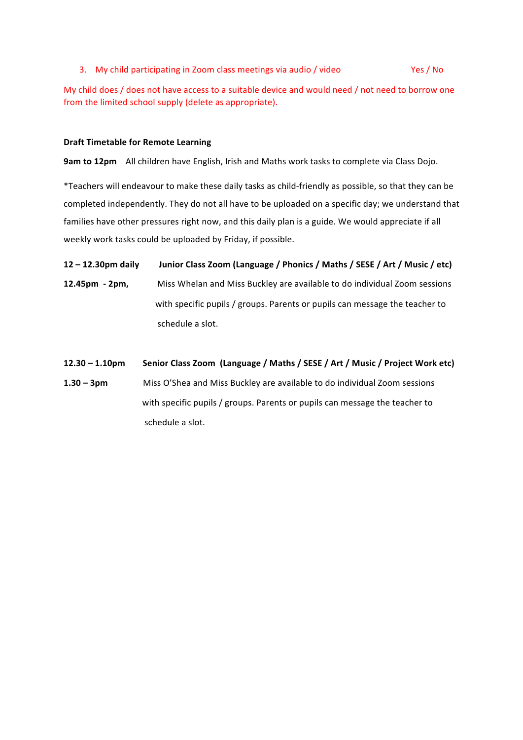3. My child participating in Zoom class meetings via audio / video Yes / No

My child does / does not have access to a suitable device and would need / not need to borrow one from the limited school supply (delete as appropriate).

**Draft Timetable for Remote Learning**

**9am to 12pm** All children have English, Irish and Maths work tasks to complete via Class Dojo.

*Teachers will endeavour to make these daily tasks as child-friendly as possible, so that they can be completed independently. They do not all have to be uploaded on a specific day; we understand that families have other pressures right now, and this daily plan is a guide. We would appreciate if all weekly work tasks could be uploaded by Friday, if possible.

**12 – 12.30pm daily** **Junior Class Zoom (Language / Phonics / Maths / SESE / Art / Music / etc)**

**12.45pm - 2pm,** Miss Whelan and Miss Buckley are available to do individual Zoom sessions with specific pupils / groups. Parents or pupils can message the teacher to schedule a slot.

**12.30 – 1.10pm** **Senior Class Zoom (Language / Maths / SESE / Art / Music / Project Work etc)**

**1.30 – 3pm** Miss O'Shea and Miss Buckley are available to do individual Zoom sessions with specific pupils / groups. Parents or pupils can message the teacher to schedule a slot.